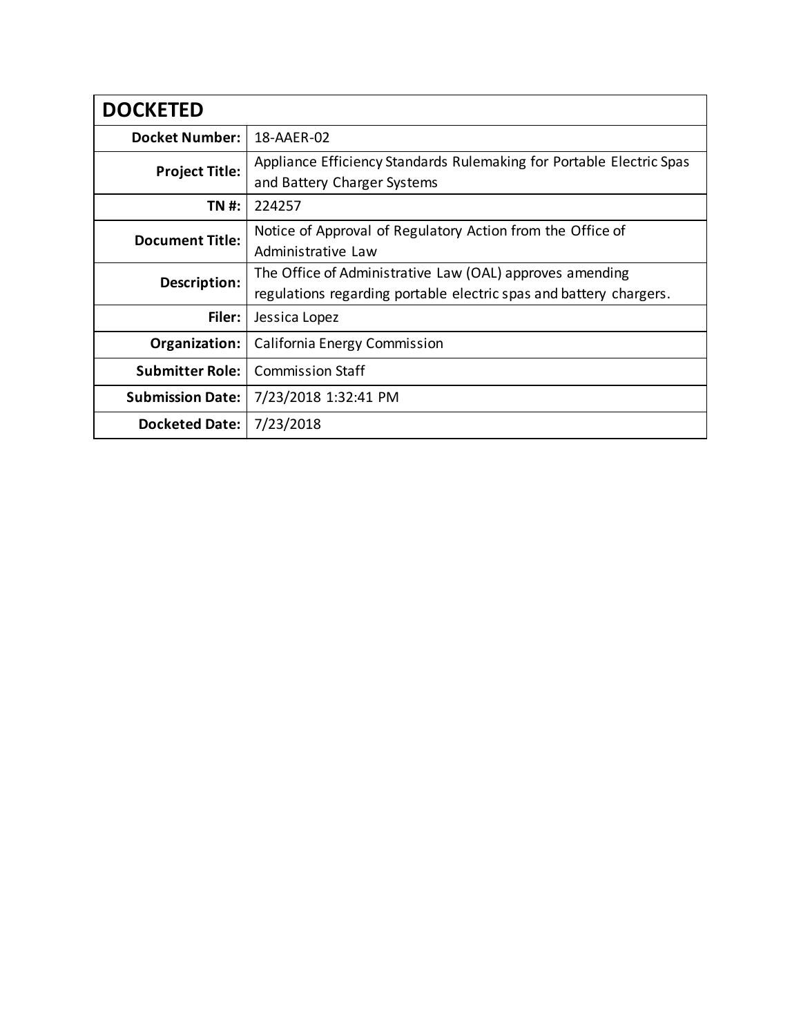| DOCKETED | |
|---|---|
| **Docket Number:** | 18-AAER-02 |
| **Project Title:** | Appliance Efficiency Standards Rulemaking for Portable Electric Spas and Battery Charger Systems |
| **TN #:** | 224257 |
| **Document Title:** | Notice of Approval of Regulatory Action from the Office of Administrative Law |
| **Description:** | The Office of Administrative Law (OAL) approves amending regulations regarding portable electric spas and battery chargers. |
| **Filer:** | Jessica Lopez |
| **Organization:** | California Energy Commission |
| **Submitter Role:** | Commission Staff |
| **Submission Date:** | 7/23/2018 1:32:41 PM |
| **Docketed Date:** | 7/23/2018 |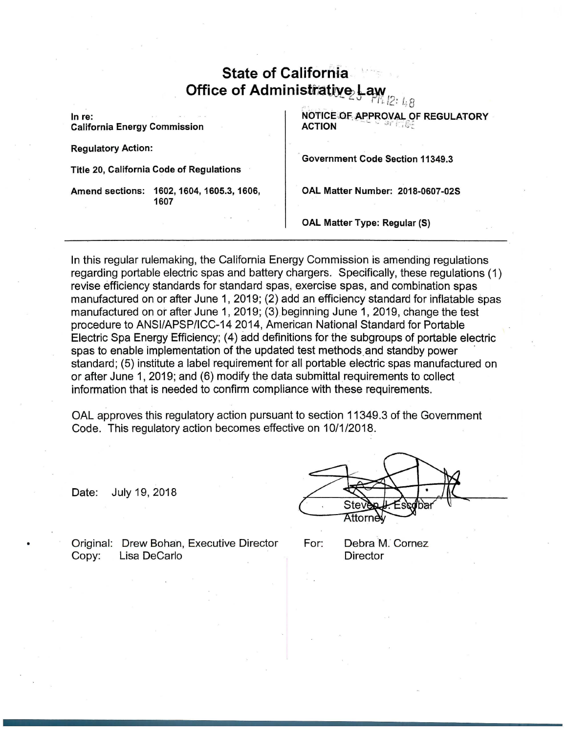# State of California
# Office of Administrative Law

| | |
|---|---|
| **In re:**<br>**California Energy Commission**<br><br>**Regulatory Action:**<br><br>**Title 20, California Code of Regulations**<br><br>**Amend sections: 1602, 1604, 1605.3, 1606, 1607** | **NOTICE OF APPROVAL OF REGULATORY ACTION**<br><br>**Government Code Section 11349.3**<br><br>**OAL Matter Number: 2018-0607-02S**<br><br>**OAL Matter Type: Regular (S)** |

In this regular rulemaking, the California Energy Commission is amending regulations regarding portable electric spas and battery chargers. Specifically, these regulations (1) revise efficiency standards for standard spas, exercise spas, and combination spas manufactured on or after June 1, 2019; (2) add an efficiency standard for inflatable spas manufactured on or after June 1, 2019; (3) beginning June 1, 2019, change the test procedure to ANSI/APSP/ICC-14 2014, American National Standard for Portable Electric Spa Energy Efficiency; (4) add definitions for the subgroups of portable electric spas to enable implementation of the updated test methods and standby power standard; (5) institute a label requirement for all portable electric spas manufactured on or after June 1, 2019; and (6) modify the data submittal requirements to collect information that is needed to confirm compliance with these requirements.

OAL approves this regulatory action pursuant to section 11349.3 of the Government Code. This regulatory action becomes effective on 10/1/2018.

Date: July 19, 2018

Steven J. Escobar
Attorney

For: Debra M. Cornez
Director

Original: Drew Bohan, Executive Director
Copy: Lisa DeCarlo